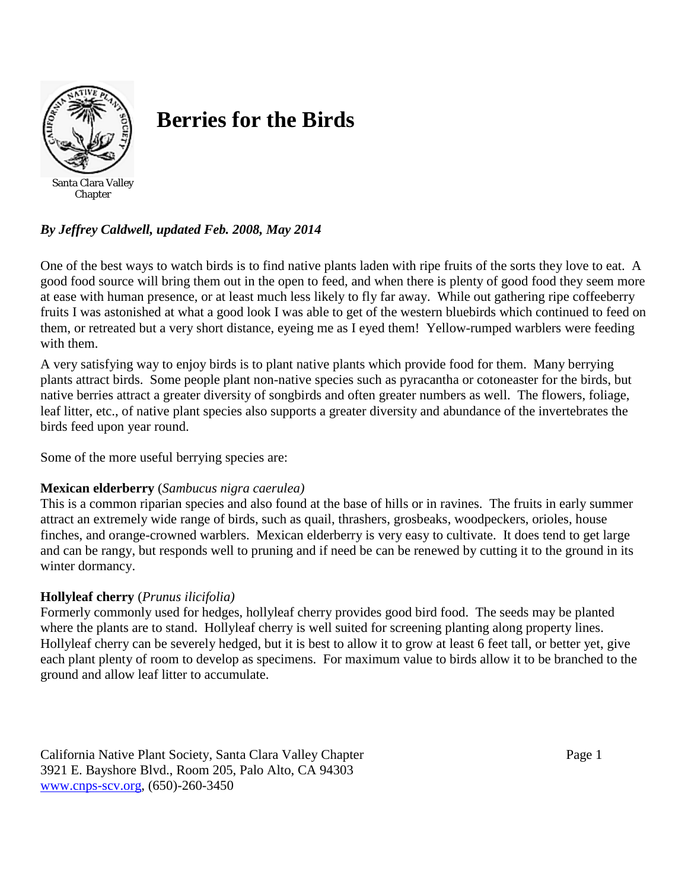Santa Clara Valley Chapter

# Berries for the Birds

***By Jeffrey Caldwell, updated Feb. 2008, May 2014***

One of the best ways to watch birds is to find native plants laden with ripe fruits of the sorts they love to eat. A good food source will bring them out in the open to feed, and when there is plenty of good food they seem more at ease with human presence, or at least much less likely to fly far away. While out gathering ripe coffeeberry fruits I was astonished at what a good look I was able to get of the western bluebirds which continued to feed on them, or retreated but a very short distance, eyeing me as I eyed them! Yellow-rumped warblers were feeding with them.

A very satisfying way to enjoy birds is to plant native plants which provide food for them. Many berrying plants attract birds. Some people plant non-native species such as pyracantha or cotoneaster for the birds, but native berries attract a greater diversity of songbirds and often greater numbers as well. The flowers, foliage, leaf litter, etc., of native plant species also supports a greater diversity and abundance of the invertebrates the birds feed upon year round.

Some of the more useful berrying species are:

**Mexican elderberry** (*Sambucus nigra caerulea)*
This is a common riparian species and also found at the base of hills or in ravines. The fruits in early summer attract an extremely wide range of birds, such as quail, thrashers, grosbeaks, woodpeckers, orioles, house finches, and orange-crowned warblers. Mexican elderberry is very easy to cultivate. It does tend to get large and can be rangy, but responds well to pruning and if need be can be renewed by cutting it to the ground in its winter dormancy.

**Hollyleaf cherry** (*Prunus ilicifolia)*
Formerly commonly used for hedges, hollyleaf cherry provides good bird food. The seeds may be planted where the plants are to stand. Hollyleaf cherry is well suited for screening planting along property lines. Hollyleaf cherry can be severely hedged, but it is best to allow it to grow at least 6 feet tall, or better yet, give each plant plenty of room to develop as specimens. For maximum value to birds allow it to be branched to the ground and allow leaf litter to accumulate.

California Native Plant Society, Santa Clara Valley Chapter
3921 E. Bayshore Blvd., Room 205, Palo Alto, CA 94303
www.cnps-scv.org, (650)-260-3450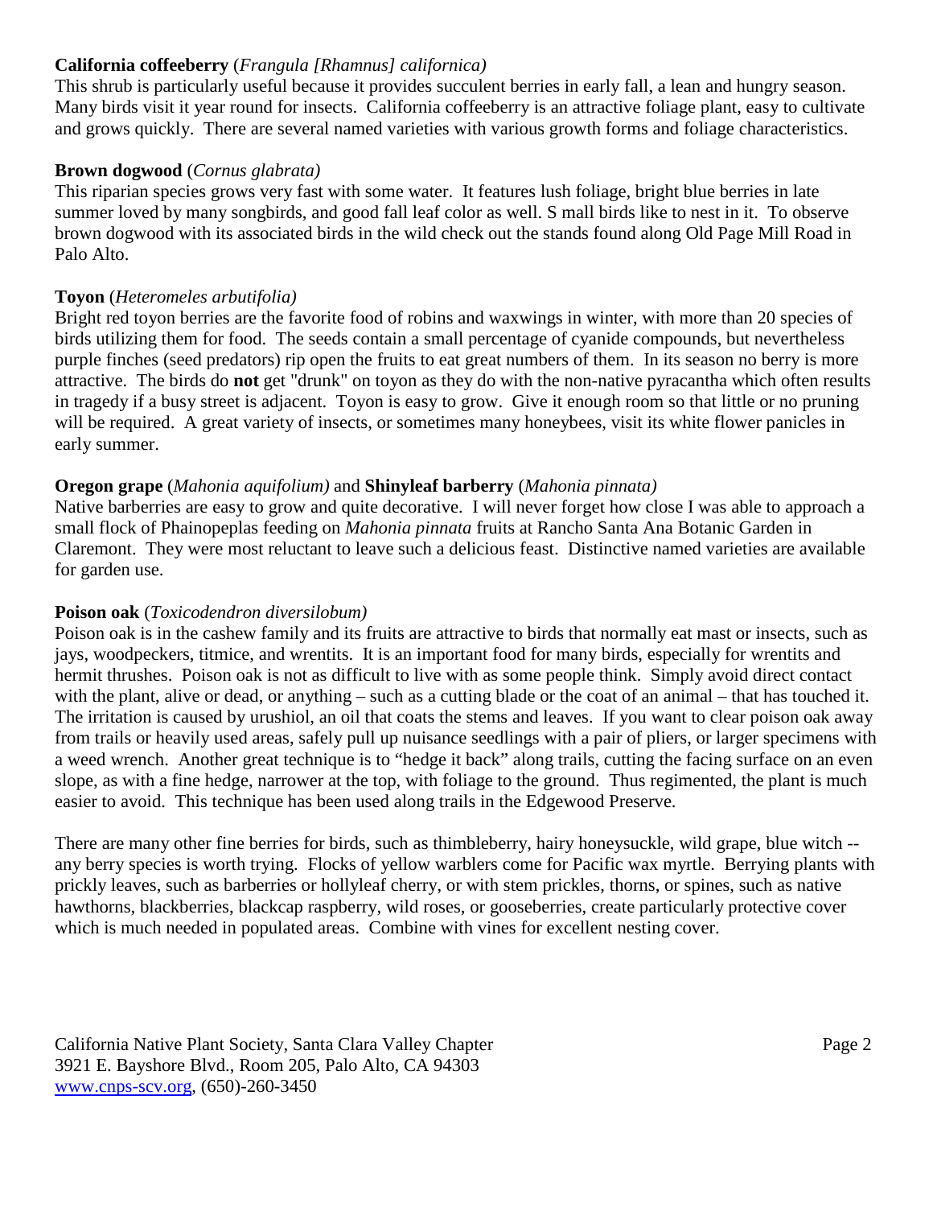**California coffeeberry** (*Frangula [Rhamnus] californica)*
This shrub is particularly useful because it provides succulent berries in early fall, a lean and hungry season. Many birds visit it year round for insects. California coffeeberry is an attractive foliage plant, easy to cultivate and grows quickly. There are several named varieties with various growth forms and foliage characteristics.

**Brown dogwood** (*Cornus glabrata)*
This riparian species grows very fast with some water. It features lush foliage, bright blue berries in late summer loved by many songbirds, and good fall leaf color as well. S mall birds like to nest in it. To observe brown dogwood with its associated birds in the wild check out the stands found along Old Page Mill Road in Palo Alto.

**Toyon** (*Heteromeles arbutifolia)*
Bright red toyon berries are the favorite food of robins and waxwings in winter, with more than 20 species of birds utilizing them for food. The seeds contain a small percentage of cyanide compounds, but nevertheless purple finches (seed predators) rip open the fruits to eat great numbers of them. In its season no berry is more attractive. The birds do **not** get "drunk" on toyon as they do with the non-native pyracantha which often results in tragedy if a busy street is adjacent. Toyon is easy to grow. Give it enough room so that little or no pruning will be required. A great variety of insects, or sometimes many honeybees, visit its white flower panicles in early summer.

**Oregon grape** (*Mahonia aquifolium)* and **Shinyleaf barberry** (*Mahonia pinnata)*
Native barberries are easy to grow and quite decorative. I will never forget how close I was able to approach a small flock of Phainopeplas feeding on *Mahonia pinnata* fruits at Rancho Santa Ana Botanic Garden in Claremont. They were most reluctant to leave such a delicious feast. Distinctive named varieties are available for garden use.

**Poison oak** (*Toxicodendron diversilobum)*
Poison oak is in the cashew family and its fruits are attractive to birds that normally eat mast or insects, such as jays, woodpeckers, titmice, and wrentits. It is an important food for many birds, especially for wrentits and hermit thrushes. Poison oak is not as difficult to live with as some people think. Simply avoid direct contact with the plant, alive or dead, or anything – such as a cutting blade or the coat of an animal – that has touched it. The irritation is caused by urushiol, an oil that coats the stems and leaves. If you want to clear poison oak away from trails or heavily used areas, safely pull up nuisance seedlings with a pair of pliers, or larger specimens with a weed wrench. Another great technique is to "hedge it back" along trails, cutting the facing surface on an even slope, as with a fine hedge, narrower at the top, with foliage to the ground. Thus regimented, the plant is much easier to avoid. This technique has been used along trails in the Edgewood Preserve.

There are many other fine berries for birds, such as thimbleberry, hairy honeysuckle, wild grape, blue witch -- any berry species is worth trying. Flocks of yellow warblers come for Pacific wax myrtle. Berrying plants with prickly leaves, such as barberries or hollyleaf cherry, or with stem prickles, thorns, or spines, such as native hawthorns, blackberries, blackcap raspberry, wild roses, or gooseberries, create particularly protective cover which is much needed in populated areas. Combine with vines for excellent nesting cover.

California Native Plant Society, Santa Clara Valley Chapter
3921 E. Bayshore Blvd., Room 205, Palo Alto, CA 94303
www.cnps-scv.org, (650)-260-3450